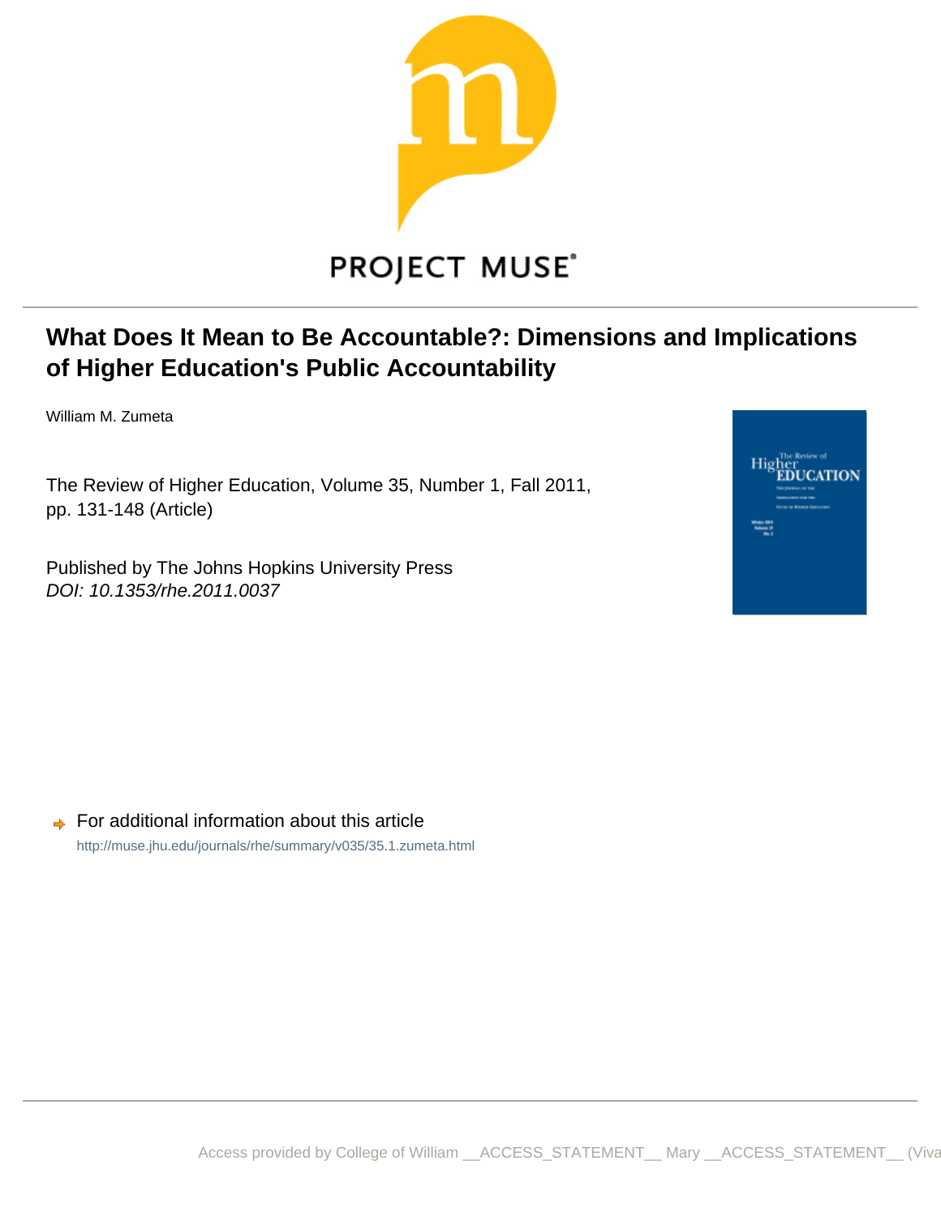PROJECT MUSE®

# What Does It Mean to Be Accountable?: Dimensions and Implications of Higher Education's Public Accountability

William M. Zumeta

The Review of Higher Education, Volume 35, Number 1, Fall 2011, pp. 131-148 (Article)

Published by The Johns Hopkins University Press
*DOI: 10.1353/rhe.2011.0037*

For additional information about this article

http://muse.jhu.edu/journals/rhe/summary/v035/35.1.zumeta.html

Access provided by College of William __ACCESS_STATEMENT__ Mary __ACCESS_STATEMENT__ (Viva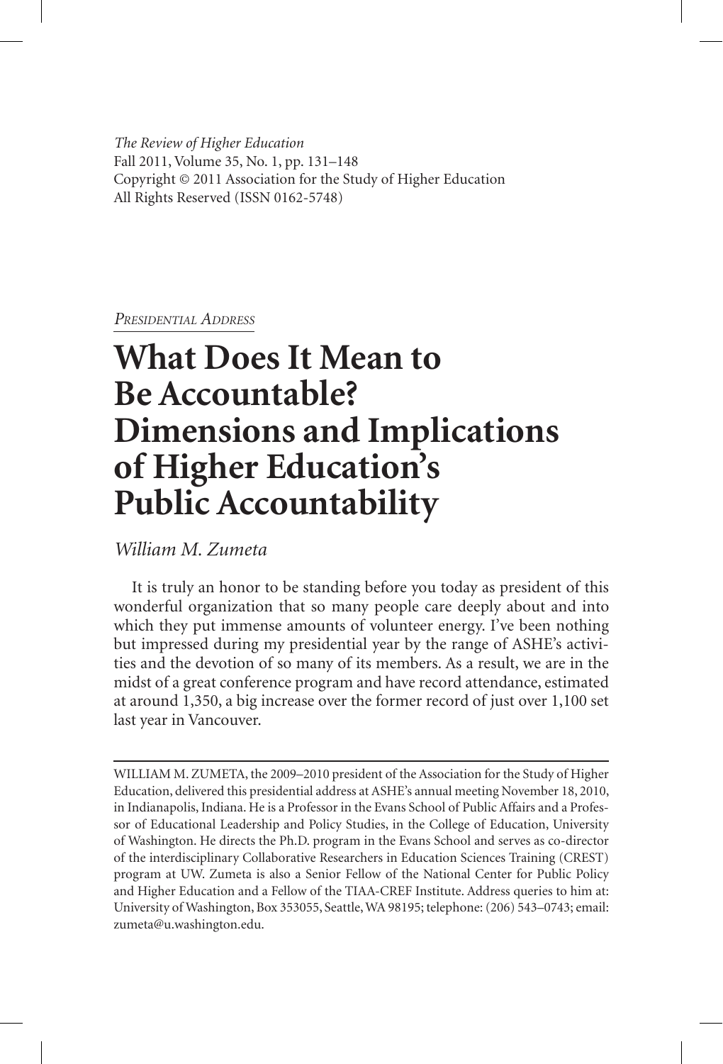*The Review of Higher Education*
Fall 2011, Volume 35, No. 1, pp. 131–148
Copyright © 2011 Association for the Study of Higher Education
All Rights Reserved (ISSN 0162-5748)

*Presidential Address*

# What Does It Mean to Be Accountable? Dimensions and Implications of Higher Education's Public Accountability

*William M. Zumeta*

It is truly an honor to be standing before you today as president of this wonderful organization that so many people care deeply about and into which they put immense amounts of volunteer energy. I've been nothing but impressed during my presidential year by the range of ASHE's activities and the devotion of so many of its members. As a result, we are in the midst of a great conference program and have record attendance, estimated at around 1,350, a big increase over the former record of just over 1,100 set last year in Vancouver.

---

WILLIAM M. ZUMETA, the 2009–2010 president of the Association for the Study of Higher Education, delivered this presidential address at ASHE's annual meeting November 18, 2010, in Indianapolis, Indiana. He is a Professor in the Evans School of Public Affairs and a Professor of Educational Leadership and Policy Studies, in the College of Education, University of Washington. He directs the Ph.D. program in the Evans School and serves as co-director of the interdisciplinary Collaborative Researchers in Education Sciences Training (CREST) program at UW. Zumeta is also a Senior Fellow of the National Center for Public Policy and Higher Education and a Fellow of the TIAA-CREF Institute. Address queries to him at: University of Washington, Box 353055, Seattle, WA 98195; telephone: (206) 543–0743; email: zumeta@u.washington.edu.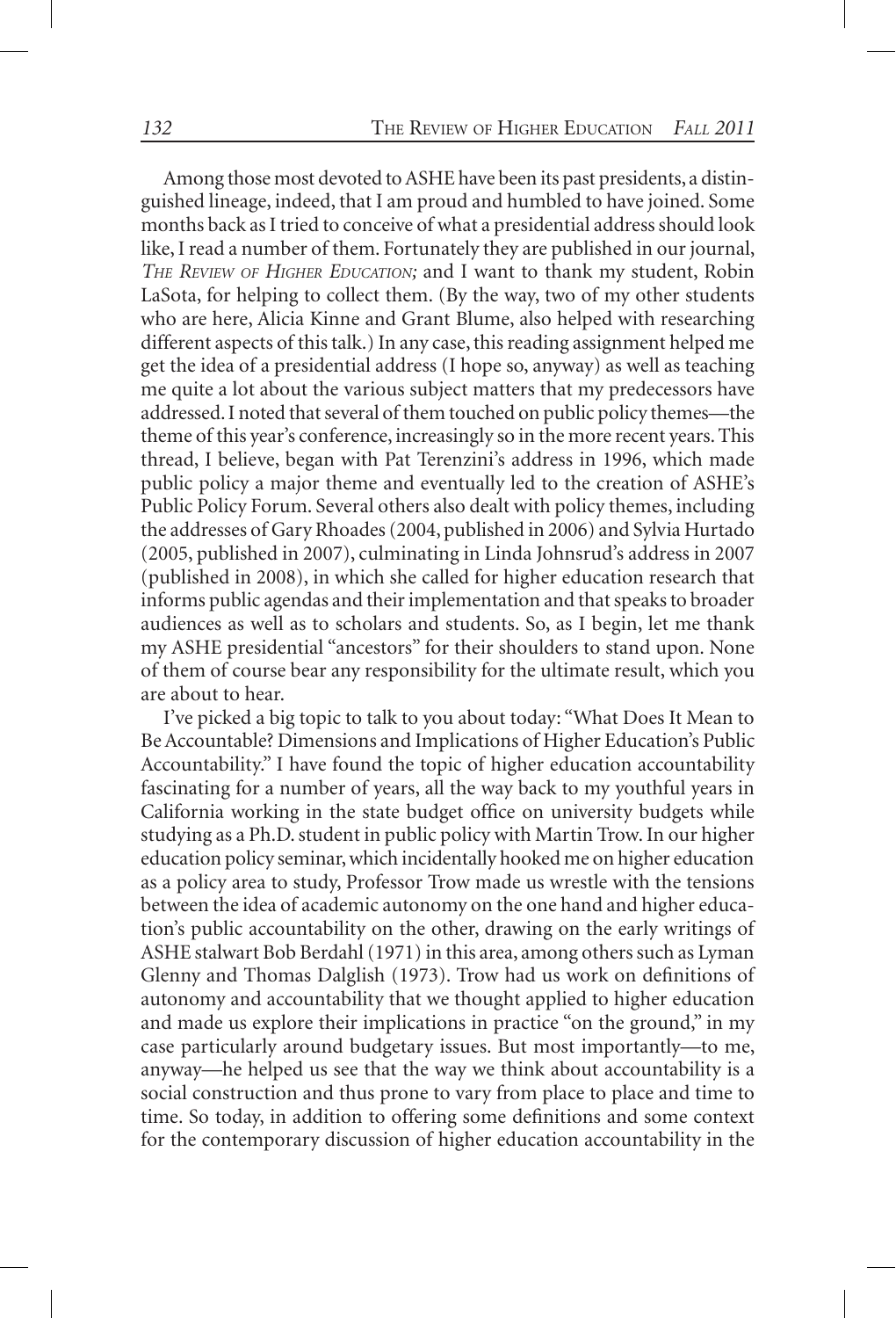Among those most devoted to ASHE have been its past presidents, a distinguished lineage, indeed, that I am proud and humbled to have joined. Some months back as I tried to conceive of what a presidential address should look like, I read a number of them. Fortunately they are published in our journal, *The Review of Higher Education;* and I want to thank my student, Robin LaSota, for helping to collect them. (By the way, two of my other students who are here, Alicia Kinne and Grant Blume, also helped with researching different aspects of this talk.) In any case, this reading assignment helped me get the idea of a presidential address (I hope so, anyway) as well as teaching me quite a lot about the various subject matters that my predecessors have addressed. I noted that several of them touched on public policy themes—the theme of this year's conference, increasingly so in the more recent years. This thread, I believe, began with Pat Terenzini's address in 1996, which made public policy a major theme and eventually led to the creation of ASHE's Public Policy Forum. Several others also dealt with policy themes, including the addresses of Gary Rhoades (2004, published in 2006) and Sylvia Hurtado (2005, published in 2007), culminating in Linda Johnsrud's address in 2007 (published in 2008), in which she called for higher education research that informs public agendas and their implementation and that speaks to broader audiences as well as to scholars and students. So, as I begin, let me thank my ASHE presidential "ancestors" for their shoulders to stand upon. None of them of course bear any responsibility for the ultimate result, which you are about to hear.

I've picked a big topic to talk to you about today: "What Does It Mean to Be Accountable? Dimensions and Implications of Higher Education's Public Accountability." I have found the topic of higher education accountability fascinating for a number of years, all the way back to my youthful years in California working in the state budget office on university budgets while studying as a Ph.D. student in public policy with Martin Trow. In our higher education policy seminar, which incidentally hooked me on higher education as a policy area to study, Professor Trow made us wrestle with the tensions between the idea of academic autonomy on the one hand and higher education's public accountability on the other, drawing on the early writings of ASHE stalwart Bob Berdahl (1971) in this area, among others such as Lyman Glenny and Thomas Dalglish (1973). Trow had us work on definitions of autonomy and accountability that we thought applied to higher education and made us explore their implications in practice "on the ground," in my case particularly around budgetary issues. But most importantly—to me, anyway—he helped us see that the way we think about accountability is a social construction and thus prone to vary from place to place and time to time. So today, in addition to offering some definitions and some context for the contemporary discussion of higher education accountability in the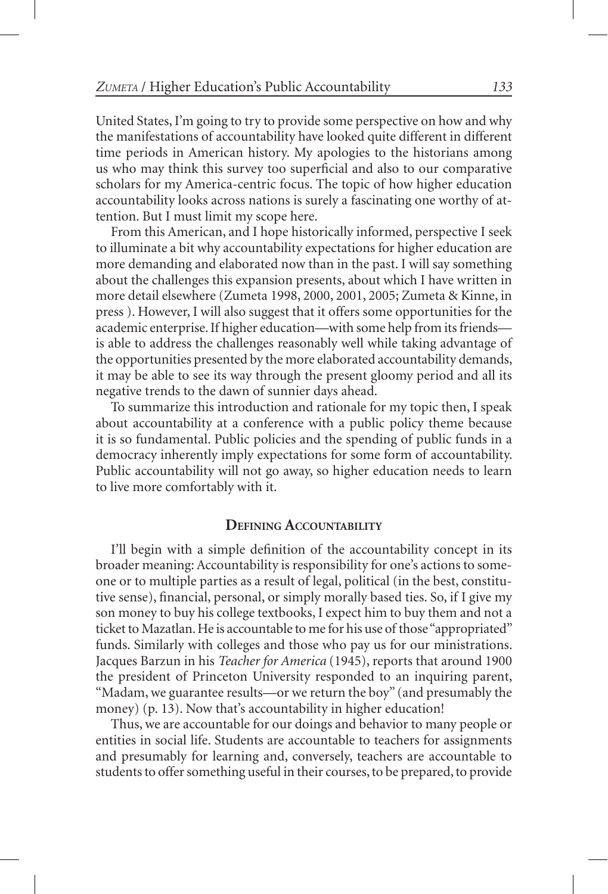United States, I'm going to try to provide some perspective on how and why the manifestations of accountability have looked quite different in different time periods in American history. My apologies to the historians among us who may think this survey too superficial and also to our comparative scholars for my America-centric focus. The topic of how higher education accountability looks across nations is surely a fascinating one worthy of attention. But I must limit my scope here.

From this American, and I hope historically informed, perspective I seek to illuminate a bit why accountability expectations for higher education are more demanding and elaborated now than in the past. I will say something about the challenges this expansion presents, about which I have written in more detail elsewhere (Zumeta 1998, 2000, 2001, 2005; Zumeta & Kinne, in press ). However, I will also suggest that it offers some opportunities for the academic enterprise. If higher education—with some help from its friends—is able to address the challenges reasonably well while taking advantage of the opportunities presented by the more elaborated accountability demands, it may be able to see its way through the present gloomy period and all its negative trends to the dawn of sunnier days ahead.

To summarize this introduction and rationale for my topic then, I speak about accountability at a conference with a public policy theme because it is so fundamental. Public policies and the spending of public funds in a democracy inherently imply expectations for some form of accountability. Public accountability will not go away, so higher education needs to learn to live more comfortably with it.

## Defining Accountability

I'll begin with a simple definition of the accountability concept in its broader meaning: Accountability is responsibility for one's actions to someone or to multiple parties as a result of legal, political (in the best, constitutive sense), financial, personal, or simply morally based ties. So, if I give my son money to buy his college textbooks, I expect him to buy them and not a ticket to Mazatlan. He is accountable to me for his use of those "appropriated" funds. Similarly with colleges and those who pay us for our ministrations. Jacques Barzun in his *Teacher for America* (1945), reports that around 1900 the president of Princeton University responded to an inquiring parent, "Madam, we guarantee results—or we return the boy" (and presumably the money) (p. 13). Now that's accountability in higher education!

Thus, we are accountable for our doings and behavior to many people or entities in social life. Students are accountable to teachers for assignments and presumably for learning and, conversely, teachers are accountable to students to offer something useful in their courses, to be prepared, to provide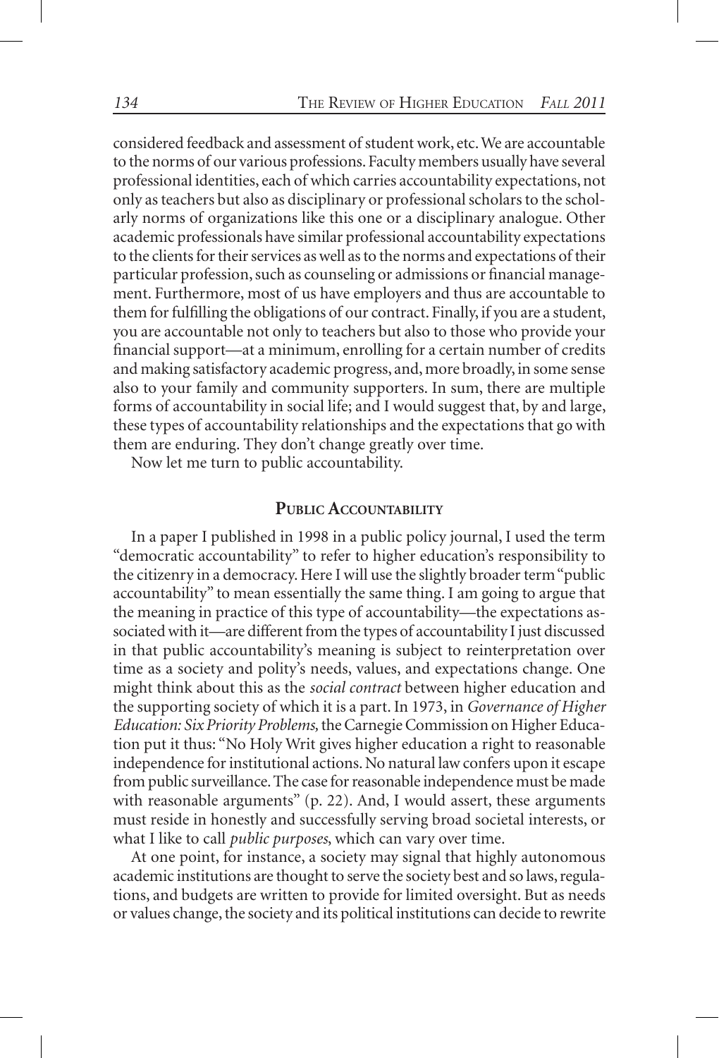considered feedback and assessment of student work, etc. We are accountable to the norms of our various professions. Faculty members usually have several professional identities, each of which carries accountability expectations, not only as teachers but also as disciplinary or professional scholars to the scholarly norms of organizations like this one or a disciplinary analogue. Other academic professionals have similar professional accountability expectations to the clients for their services as well as to the norms and expectations of their particular profession, such as counseling or admissions or financial management. Furthermore, most of us have employers and thus are accountable to them for fulfilling the obligations of our contract. Finally, if you are a student, you are accountable not only to teachers but also to those who provide your financial support—at a minimum, enrolling for a certain number of credits and making satisfactory academic progress, and, more broadly, in some sense also to your family and community supporters. In sum, there are multiple forms of accountability in social life; and I would suggest that, by and large, these types of accountability relationships and the expectations that go with them are enduring. They don't change greatly over time.

Now let me turn to public accountability.

## Public Accountability

In a paper I published in 1998 in a public policy journal, I used the term "democratic accountability" to refer to higher education's responsibility to the citizenry in a democracy. Here I will use the slightly broader term "public accountability" to mean essentially the same thing. I am going to argue that the meaning in practice of this type of accountability—the expectations associated with it—are different from the types of accountability I just discussed in that public accountability's meaning is subject to reinterpretation over time as a society and polity's needs, values, and expectations change. One might think about this as the *social contract* between higher education and the supporting society of which it is a part. In 1973, in *Governance of Higher Education: Six Priority Problems,* the Carnegie Commission on Higher Education put it thus: "No Holy Writ gives higher education a right to reasonable independence for institutional actions. No natural law confers upon it escape from public surveillance. The case for reasonable independence must be made with reasonable arguments" (p. 22). And, I would assert, these arguments must reside in honestly and successfully serving broad societal interests, or what I like to call *public purposes*, which can vary over time.

At one point, for instance, a society may signal that highly autonomous academic institutions are thought to serve the society best and so laws, regulations, and budgets are written to provide for limited oversight. But as needs or values change, the society and its political institutions can decide to rewrite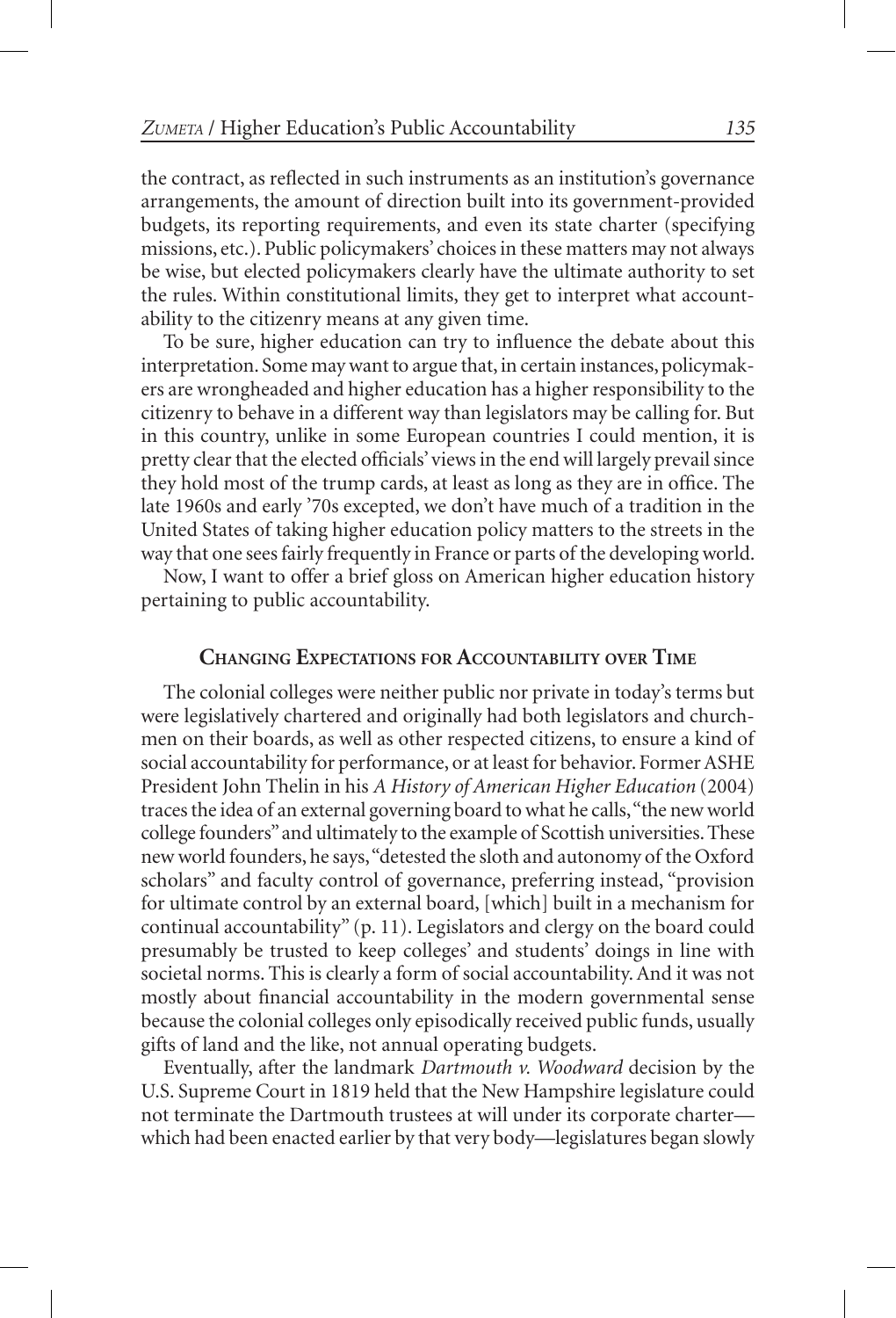the contract, as reflected in such instruments as an institution's governance arrangements, the amount of direction built into its government-provided budgets, its reporting requirements, and even its state charter (specifying missions, etc.). Public policymakers' choices in these matters may not always be wise, but elected policymakers clearly have the ultimate authority to set the rules. Within constitutional limits, they get to interpret what accountability to the citizenry means at any given time.

To be sure, higher education can try to influence the debate about this interpretation. Some may want to argue that, in certain instances, policymakers are wrongheaded and higher education has a higher responsibility to the citizenry to behave in a different way than legislators may be calling for. But in this country, unlike in some European countries I could mention, it is pretty clear that the elected officials' views in the end will largely prevail since they hold most of the trump cards, at least as long as they are in office. The late 1960s and early '70s excepted, we don't have much of a tradition in the United States of taking higher education policy matters to the streets in the way that one sees fairly frequently in France or parts of the developing world.

Now, I want to offer a brief gloss on American higher education history pertaining to public accountability.

## Changing Expectations for Accountability over Time

The colonial colleges were neither public nor private in today's terms but were legislatively chartered and originally had both legislators and churchmen on their boards, as well as other respected citizens, to ensure a kind of social accountability for performance, or at least for behavior. Former ASHE President John Thelin in his *A History of American Higher Education* (2004) traces the idea of an external governing board to what he calls, "the new world college founders" and ultimately to the example of Scottish universities. These new world founders, he says, "detested the sloth and autonomy of the Oxford scholars" and faculty control of governance, preferring instead, "provision for ultimate control by an external board, [which] built in a mechanism for continual accountability" (p. 11). Legislators and clergy on the board could presumably be trusted to keep colleges' and students' doings in line with societal norms. This is clearly a form of social accountability. And it was not mostly about financial accountability in the modern governmental sense because the colonial colleges only episodically received public funds, usually gifts of land and the like, not annual operating budgets.

Eventually, after the landmark *Dartmouth v. Woodward* decision by the U.S. Supreme Court in 1819 held that the New Hampshire legislature could not terminate the Dartmouth trustees at will under its corporate charter—which had been enacted earlier by that very body—legislatures began slowly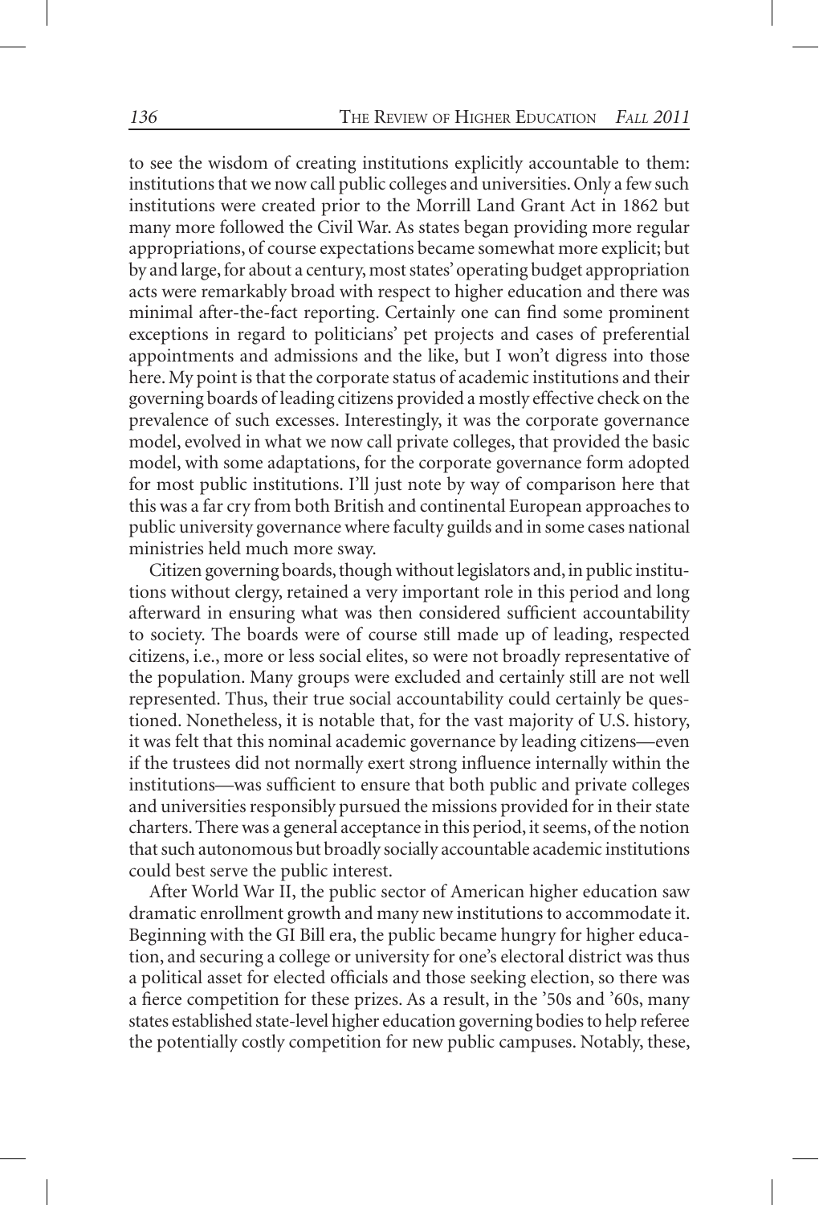to see the wisdom of creating institutions explicitly accountable to them: institutions that we now call public colleges and universities. Only a few such institutions were created prior to the Morrill Land Grant Act in 1862 but many more followed the Civil War. As states began providing more regular appropriations, of course expectations became somewhat more explicit; but by and large, for about a century, most states' operating budget appropriation acts were remarkably broad with respect to higher education and there was minimal after-the-fact reporting. Certainly one can find some prominent exceptions in regard to politicians' pet projects and cases of preferential appointments and admissions and the like, but I won't digress into those here. My point is that the corporate status of academic institutions and their governing boards of leading citizens provided a mostly effective check on the prevalence of such excesses. Interestingly, it was the corporate governance model, evolved in what we now call private colleges, that provided the basic model, with some adaptations, for the corporate governance form adopted for most public institutions. I'll just note by way of comparison here that this was a far cry from both British and continental European approaches to public university governance where faculty guilds and in some cases national ministries held much more sway.

Citizen governing boards, though without legislators and, in public institutions without clergy, retained a very important role in this period and long afterward in ensuring what was then considered sufficient accountability to society. The boards were of course still made up of leading, respected citizens, i.e., more or less social elites, so were not broadly representative of the population. Many groups were excluded and certainly still are not well represented. Thus, their true social accountability could certainly be questioned. Nonetheless, it is notable that, for the vast majority of U.S. history, it was felt that this nominal academic governance by leading citizens—even if the trustees did not normally exert strong influence internally within the institutions—was sufficient to ensure that both public and private colleges and universities responsibly pursued the missions provided for in their state charters. There was a general acceptance in this period, it seems, of the notion that such autonomous but broadly socially accountable academic institutions could best serve the public interest.

After World War II, the public sector of American higher education saw dramatic enrollment growth and many new institutions to accommodate it. Beginning with the GI Bill era, the public became hungry for higher education, and securing a college or university for one's electoral district was thus a political asset for elected officials and those seeking election, so there was a fierce competition for these prizes. As a result, in the '50s and '60s, many states established state-level higher education governing bodies to help referee the potentially costly competition for new public campuses. Notably, these,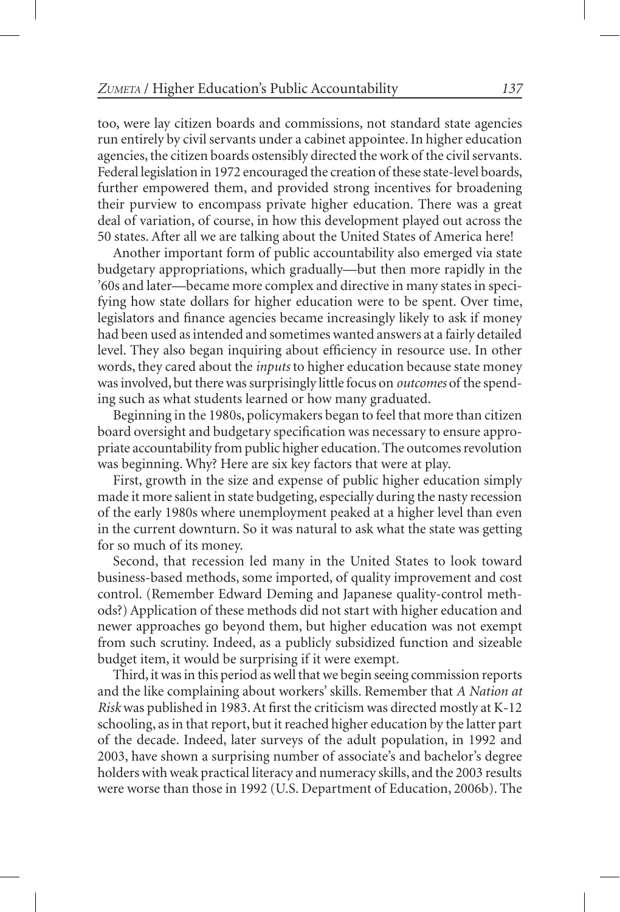too, were lay citizen boards and commissions, not standard state agencies run entirely by civil servants under a cabinet appointee. In higher education agencies, the citizen boards ostensibly directed the work of the civil servants. Federal legislation in 1972 encouraged the creation of these state-level boards, further empowered them, and provided strong incentives for broadening their purview to encompass private higher education. There was a great deal of variation, of course, in how this development played out across the 50 states. After all we are talking about the United States of America here!

Another important form of public accountability also emerged via state budgetary appropriations, which gradually—but then more rapidly in the '60s and later—became more complex and directive in many states in specifying how state dollars for higher education were to be spent. Over time, legislators and finance agencies became increasingly likely to ask if money had been used as intended and sometimes wanted answers at a fairly detailed level. They also began inquiring about efficiency in resource use. In other words, they cared about the *inputs* to higher education because state money was involved, but there was surprisingly little focus on *outcomes* of the spending such as what students learned or how many graduated.

Beginning in the 1980s, policymakers began to feel that more than citizen board oversight and budgetary specification was necessary to ensure appropriate accountability from public higher education. The outcomes revolution was beginning. Why? Here are six key factors that were at play.

First, growth in the size and expense of public higher education simply made it more salient in state budgeting, especially during the nasty recession of the early 1980s where unemployment peaked at a higher level than even in the current downturn. So it was natural to ask what the state was getting for so much of its money.

Second, that recession led many in the United States to look toward business-based methods, some imported, of quality improvement and cost control. (Remember Edward Deming and Japanese quality-control methods?) Application of these methods did not start with higher education and newer approaches go beyond them, but higher education was not exempt from such scrutiny. Indeed, as a publicly subsidized function and sizeable budget item, it would be surprising if it were exempt.

Third, it was in this period as well that we begin seeing commission reports and the like complaining about workers' skills. Remember that *A Nation at Risk* was published in 1983. At first the criticism was directed mostly at K-12 schooling, as in that report, but it reached higher education by the latter part of the decade. Indeed, later surveys of the adult population, in 1992 and 2003, have shown a surprising number of associate's and bachelor's degree holders with weak practical literacy and numeracy skills, and the 2003 results were worse than those in 1992 (U.S. Department of Education, 2006b). The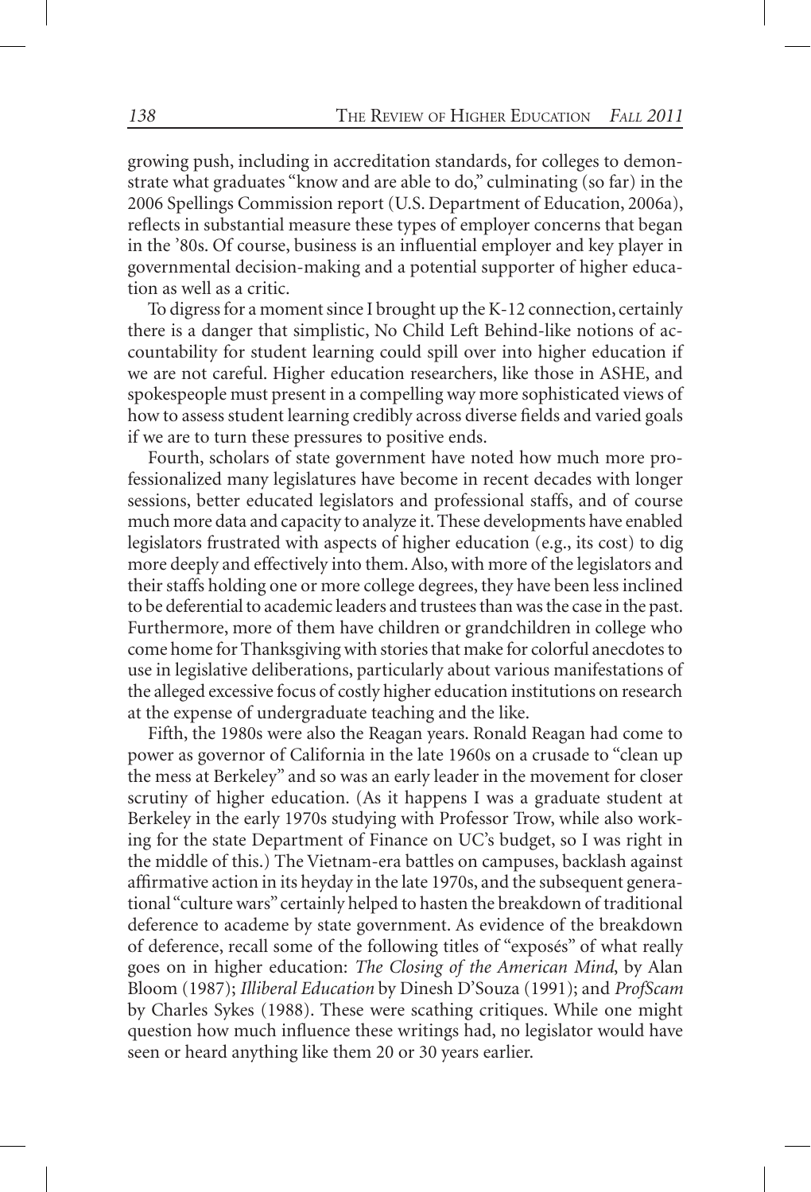growing push, including in accreditation standards, for colleges to demonstrate what graduates "know and are able to do," culminating (so far) in the 2006 Spellings Commission report (U.S. Department of Education, 2006a), reflects in substantial measure these types of employer concerns that began in the '80s. Of course, business is an influential employer and key player in governmental decision-making and a potential supporter of higher education as well as a critic.

To digress for a moment since I brought up the K-12 connection, certainly there is a danger that simplistic, No Child Left Behind-like notions of accountability for student learning could spill over into higher education if we are not careful. Higher education researchers, like those in ASHE, and spokespeople must present in a compelling way more sophisticated views of how to assess student learning credibly across diverse fields and varied goals if we are to turn these pressures to positive ends.

Fourth, scholars of state government have noted how much more professionalized many legislatures have become in recent decades with longer sessions, better educated legislators and professional staffs, and of course much more data and capacity to analyze it. These developments have enabled legislators frustrated with aspects of higher education (e.g., its cost) to dig more deeply and effectively into them. Also, with more of the legislators and their staffs holding one or more college degrees, they have been less inclined to be deferential to academic leaders and trustees than was the case in the past. Furthermore, more of them have children or grandchildren in college who come home for Thanksgiving with stories that make for colorful anecdotes to use in legislative deliberations, particularly about various manifestations of the alleged excessive focus of costly higher education institutions on research at the expense of undergraduate teaching and the like.

Fifth, the 1980s were also the Reagan years. Ronald Reagan had come to power as governor of California in the late 1960s on a crusade to "clean up the mess at Berkeley" and so was an early leader in the movement for closer scrutiny of higher education. (As it happens I was a graduate student at Berkeley in the early 1970s studying with Professor Trow, while also working for the state Department of Finance on UC's budget, so I was right in the middle of this.) The Vietnam-era battles on campuses, backlash against affirmative action in its heyday in the late 1970s, and the subsequent generational "culture wars" certainly helped to hasten the breakdown of traditional deference to academe by state government. As evidence of the breakdown of deference, recall some of the following titles of "exposés" of what really goes on in higher education: *The Closing of the American Mind*, by Alan Bloom (1987); *Illiberal Education* by Dinesh D'Souza (1991); and *ProfScam* by Charles Sykes (1988). These were scathing critiques. While one might question how much influence these writings had, no legislator would have seen or heard anything like them 20 or 30 years earlier.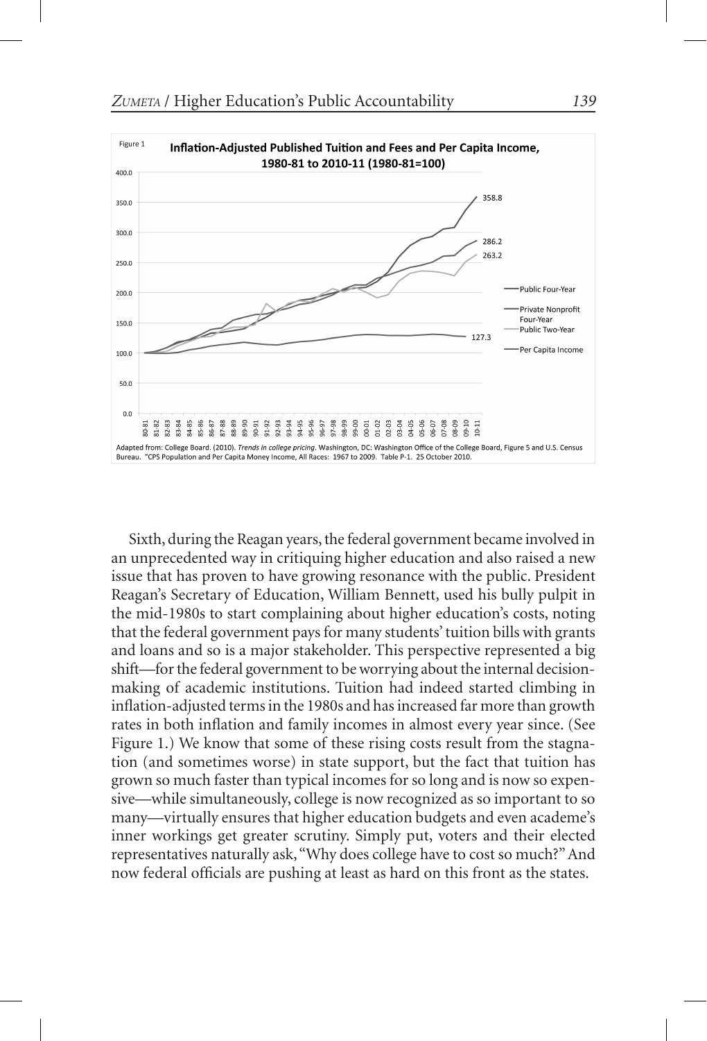Figure 1

**Inflation-Adjusted Published Tuition and Fees and Per Capita Income, 1980-81 to 2010-11 (1980-81=100)**

Adapted from: College Board. (2010). *Trends in college pricing*. Washington, DC: Washington Office of the College Board, Figure 5 and U.S. Census Bureau. "CPS Population and Per Capita Money Income, All Races: 1967 to 2009. Table P-1. 25 October 2010.

Sixth, during the Reagan years, the federal government became involved in an unprecedented way in critiquing higher education and also raised a new issue that has proven to have growing resonance with the public. President Reagan's Secretary of Education, William Bennett, used his bully pulpit in the mid-1980s to start complaining about higher education's costs, noting that the federal government pays for many students' tuition bills with grants and loans and so is a major stakeholder. This perspective represented a big shift—for the federal government to be worrying about the internal decision-making of academic institutions. Tuition had indeed started climbing in inflation-adjusted terms in the 1980s and has increased far more than growth rates in both inflation and family incomes in almost every year since. (See Figure 1.) We know that some of these rising costs result from the stagnation (and sometimes worse) in state support, but the fact that tuition has grown so much faster than typical incomes for so long and is now so expensive—while simultaneously, college is now recognized as so important to so many—virtually ensures that higher education budgets and even academe's inner workings get greater scrutiny. Simply put, voters and their elected representatives naturally ask, "Why does college have to cost so much?" And now federal officials are pushing at least as hard on this front as the states.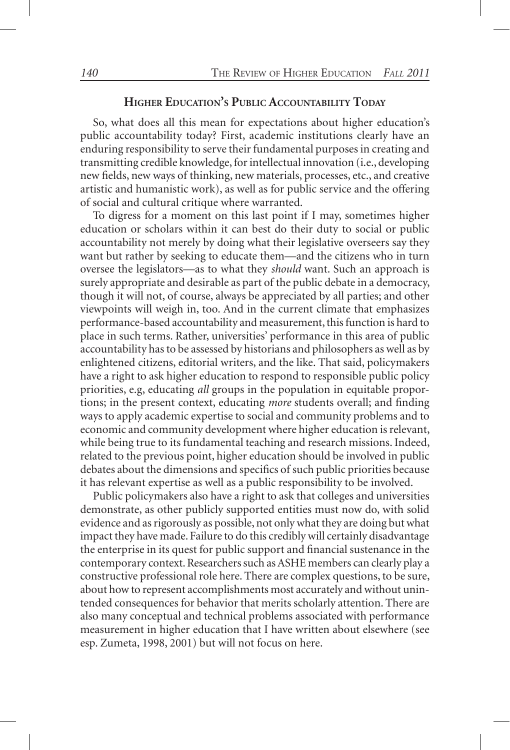## Higher Education's Public Accountability Today

So, what does all this mean for expectations about higher education's public accountability today? First, academic institutions clearly have an enduring responsibility to serve their fundamental purposes in creating and transmitting credible knowledge, for intellectual innovation (i.e., developing new fields, new ways of thinking, new materials, processes, etc., and creative artistic and humanistic work), as well as for public service and the offering of social and cultural critique where warranted.

To digress for a moment on this last point if I may, sometimes higher education or scholars within it can best do their duty to social or public accountability not merely by doing what their legislative overseers say they want but rather by seeking to educate them—and the citizens who in turn oversee the legislators—as to what they *should* want. Such an approach is surely appropriate and desirable as part of the public debate in a democracy, though it will not, of course, always be appreciated by all parties; and other viewpoints will weigh in, too. And in the current climate that emphasizes performance-based accountability and measurement, this function is hard to place in such terms. Rather, universities' performance in this area of public accountability has to be assessed by historians and philosophers as well as by enlightened citizens, editorial writers, and the like. That said, policymakers have a right to ask higher education to respond to responsible public policy priorities, e.g, educating *all* groups in the population in equitable proportions; in the present context, educating *more* students overall; and finding ways to apply academic expertise to social and community problems and to economic and community development where higher education is relevant, while being true to its fundamental teaching and research missions. Indeed, related to the previous point, higher education should be involved in public debates about the dimensions and specifics of such public priorities because it has relevant expertise as well as a public responsibility to be involved.

Public policymakers also have a right to ask that colleges and universities demonstrate, as other publicly supported entities must now do, with solid evidence and as rigorously as possible, not only what they are doing but what impact they have made. Failure to do this credibly will certainly disadvantage the enterprise in its quest for public support and financial sustenance in the contemporary context. Researchers such as ASHE members can clearly play a constructive professional role here. There are complex questions, to be sure, about how to represent accomplishments most accurately and without unintended consequences for behavior that merits scholarly attention. There are also many conceptual and technical problems associated with performance measurement in higher education that I have written about elsewhere (see esp. Zumeta, 1998, 2001) but will not focus on here.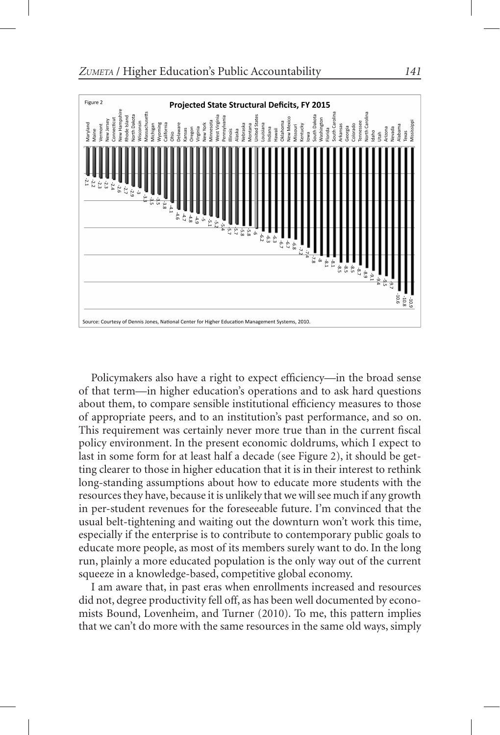Figure 2

**Projected State Structural Deficits, FY 2015**

| State | Deficit |
|---|---|
| Maryland | -2.1 |
| Maine | -2.2 |
| Vermont | -2.3 |
| New Jersey | -2.3 |
| Connecticut | -2.4 |
| New Hampshire | -2.6 |
| Rhode Island | -2.7 |
| North Dakota | -2.9 |
| Wisconsin | -3 |
| Massachusetts | -3.3 |
| Michigan | -3.5 |
| Wyoming | -3.5 |
| California | -3.8 |
| Ohio | -4.1 |
| Delaware | -4.6 |
| Kansas | -4.7 |
| Oregon | -4.8 |
| Virginia | -4.9 |
| New York | -5 |
| Minnesota | -5.1 |
| West Virginia | -5.2 |
| Pennsylvania | -5.4 |
| Illinois | -5.7 |
| Alaska | -5.7 |
| Nebraska | -5.8 |
| Montana | -5.8 |
| United States | -6 |
| Louisiana | -6.2 |
| Indiana | -6.3 |
| Hawaii | -6.3 |
| Oklahoma | -6.7 |
| New Mexico | -6.7 |
| Missouri | -6.8 |
| Kentucky | -7.2 |
| Iowa | -7.4 |
| South Dakota | -7.8 |
| Washington | -8 |
| Florida | -8.1 |
| South Carolina | -8.1 |
| Arkansas | -8.5 |
| Georgia | -8.5 |
| Colorado | -8.5 |
| Tennessee | -8.7 |
| North Carolina | -8.9 |
| Idaho | -9.1 |
| Utah | -9.4 |
| Arizona | -9.5 |
| Nevada | -9.7 |
| Alabama | -10.6 |
| Texas | -10.8 |
| Mississippi | -10.9 |

Source: Courtesy of Dennis Jones, National Center for Higher Education Management Systems, 2010.

Policymakers also have a right to expect efficiency—in the broad sense of that term—in higher education's operations and to ask hard questions about them, to compare sensible institutional efficiency measures to those of appropriate peers, and to an institution's past performance, and so on. This requirement was certainly never more true than in the current fiscal policy environment. In the present economic doldrums, which I expect to last in some form for at least half a decade (see Figure 2), it should be getting clearer to those in higher education that it is in their interest to rethink long-standing assumptions about how to educate more students with the resources they have, because it is unlikely that we will see much if any growth in per-student revenues for the foreseeable future. I'm convinced that the usual belt-tightening and waiting out the downturn won't work this time, especially if the enterprise is to contribute to contemporary public goals to educate more people, as most of its members surely want to do. In the long run, plainly a more educated population is the only way out of the current squeeze in a knowledge-based, competitive global economy.

I am aware that, in past eras when enrollments increased and resources did not, degree productivity fell off, as has been well documented by economists Bound, Lovenheim, and Turner (2010). To me, this pattern implies that we can't do more with the same resources in the same old ways, simply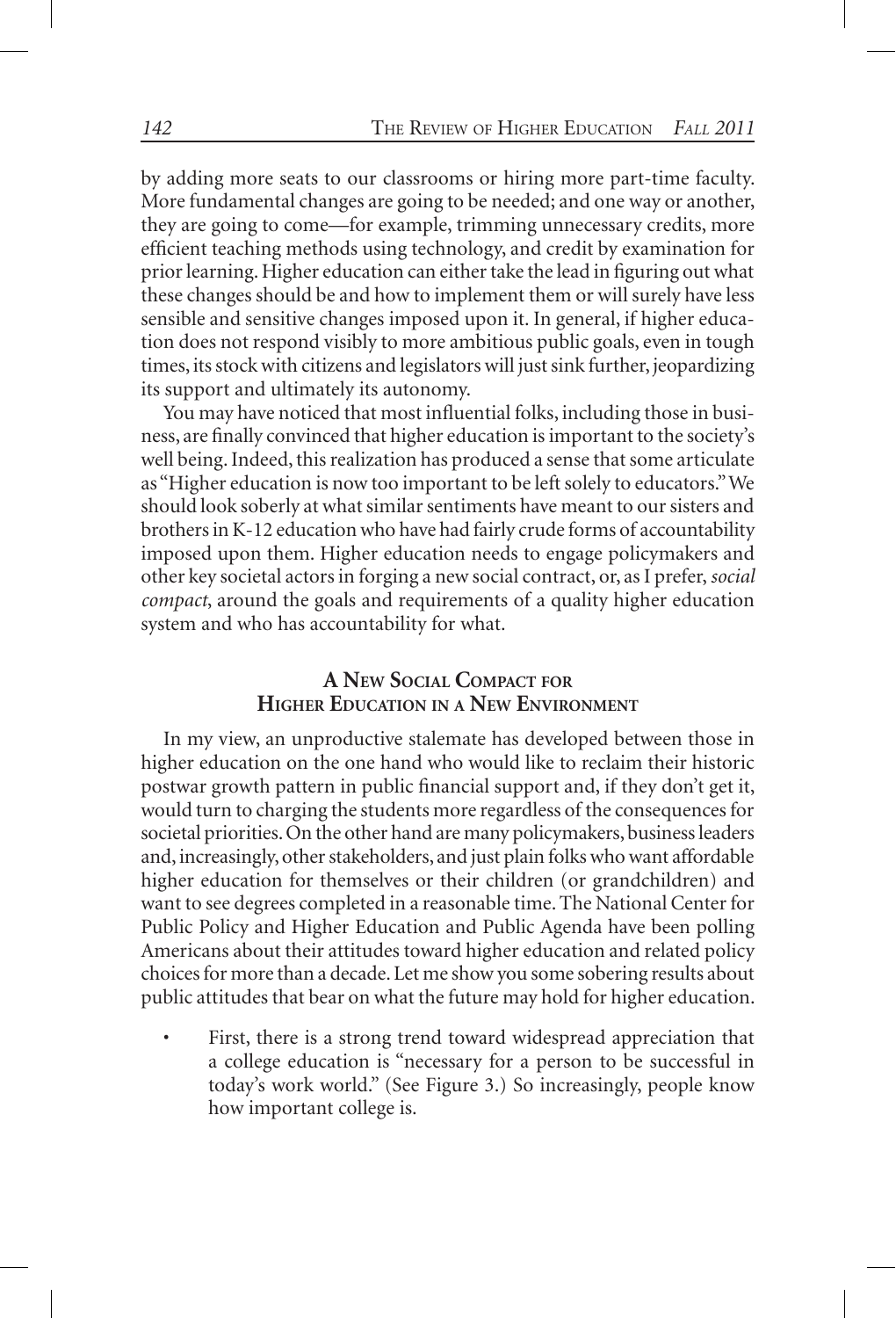by adding more seats to our classrooms or hiring more part-time faculty. More fundamental changes are going to be needed; and one way or another, they are going to come—for example, trimming unnecessary credits, more efficient teaching methods using technology, and credit by examination for prior learning. Higher education can either take the lead in figuring out what these changes should be and how to implement them or will surely have less sensible and sensitive changes imposed upon it. In general, if higher education does not respond visibly to more ambitious public goals, even in tough times, its stock with citizens and legislators will just sink further, jeopardizing its support and ultimately its autonomy.

You may have noticed that most influential folks, including those in business, are finally convinced that higher education is important to the society's well being. Indeed, this realization has produced a sense that some articulate as "Higher education is now too important to be left solely to educators." We should look soberly at what similar sentiments have meant to our sisters and brothers in K-12 education who have had fairly crude forms of accountability imposed upon them. Higher education needs to engage policymakers and other key societal actors in forging a new social contract, or, as I prefer, *social compact*, around the goals and requirements of a quality higher education system and who has accountability for what.

## A New Social Compact for Higher Education in a New Environment

In my view, an unproductive stalemate has developed between those in higher education on the one hand who would like to reclaim their historic postwar growth pattern in public financial support and, if they don't get it, would turn to charging the students more regardless of the consequences for societal priorities. On the other hand are many policymakers, business leaders and, increasingly, other stakeholders, and just plain folks who want affordable higher education for themselves or their children (or grandchildren) and want to see degrees completed in a reasonable time. The National Center for Public Policy and Higher Education and Public Agenda have been polling Americans about their attitudes toward higher education and related policy choices for more than a decade. Let me show you some sobering results about public attitudes that bear on what the future may hold for higher education.

- First, there is a strong trend toward widespread appreciation that a college education is "necessary for a person to be successful in today's work world." (See Figure 3.) So increasingly, people know how important college is.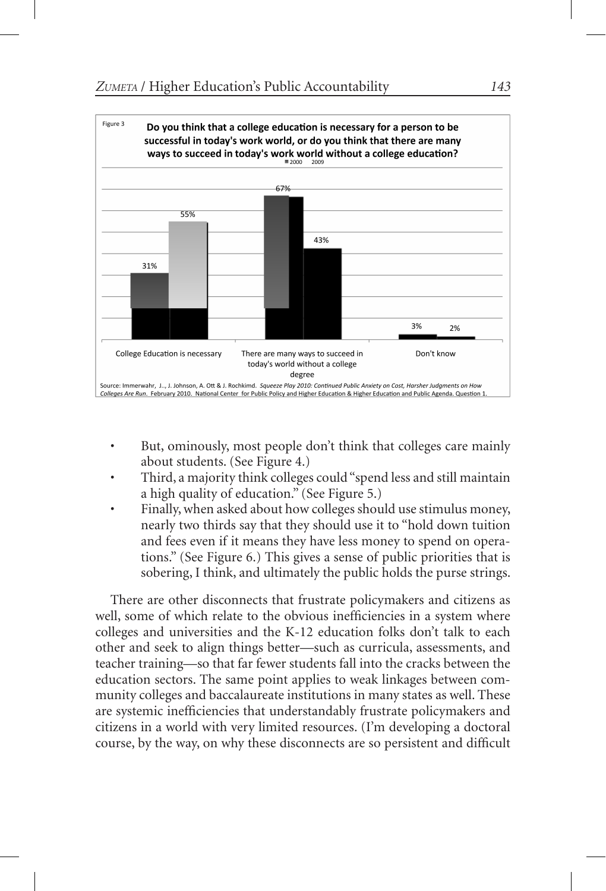Figure 3

**Do you think that a college education is necessary for a person to be successful in today's work world, or do you think that there are many ways to succeed in today's work world without a college education?**

| | 2000 | 2009 |
|---|---|---|
| College Education is necessary | 31% | 55% |
| There are many ways to succeed in today's world without a college degree | 67% | 43% |
| Don't know | 3% | 2% |

Source: Immerwahr, J., J. Johnson, A. Ott & J. Rochkimd. *Squeeze Play 2010: Continued Public Anxiety on Cost, Harsher Judgments on How Colleges Are Run*. February 2010. National Center for Public Policy and Higher Education & Higher Education and Public Agenda. Question 1.

- But, ominously, most people don't think that colleges care mainly about students. (See Figure 4.)
- Third, a majority think colleges could "spend less and still maintain a high quality of education." (See Figure 5.)
- Finally, when asked about how colleges should use stimulus money, nearly two thirds say that they should use it to "hold down tuition and fees even if it means they have less money to spend on operations." (See Figure 6.) This gives a sense of public priorities that is sobering, I think, and ultimately the public holds the purse strings.

There are other disconnects that frustrate policymakers and citizens as well, some of which relate to the obvious inefficiencies in a system where colleges and universities and the K-12 education folks don't talk to each other and seek to align things better—such as curricula, assessments, and teacher training—so that far fewer students fall into the cracks between the education sectors. The same point applies to weak linkages between community colleges and baccalaureate institutions in many states as well. These are systemic inefficiencies that understandably frustrate policymakers and citizens in a world with very limited resources. (I'm developing a doctoral course, by the way, on why these disconnects are so persistent and difficult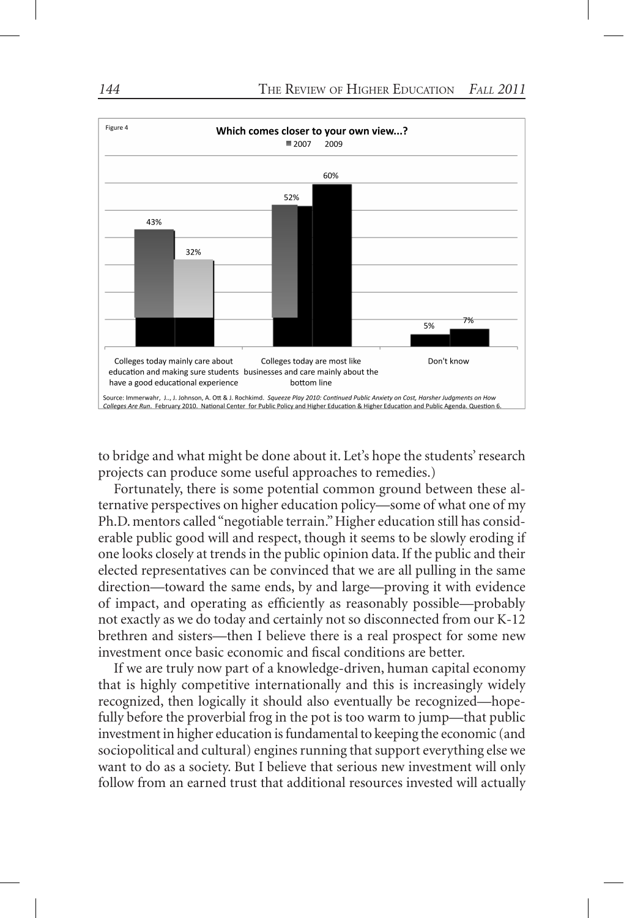Figure 4

**Which comes closer to your own view...?**

| | 2007 | 2009 |
|---|---|---|
| Colleges today mainly care about education and making sure students have a good educational experience | 43% | 32% |
| Colleges today are most like businesses and care mainly about the bottom line | 52% | 60% |
| Don't know | 5% | 7% |

Source: Immerwahr, J.., J. Johnson, A. Ott & J. Rochkimd. *Squeeze Play 2010: Continued Public Anxiety on Cost, Harsher Judgments on How Colleges Are Run*. February 2010. National Center for Public Policy and Higher Education & Higher Education and Public Agenda. Question 6.

to bridge and what might be done about it. Let's hope the students' research projects can produce some useful approaches to remedies.)

Fortunately, there is some potential common ground between these alternative perspectives on higher education policy—some of what one of my Ph.D. mentors called "negotiable terrain." Higher education still has considerable public good will and respect, though it seems to be slowly eroding if one looks closely at trends in the public opinion data. If the public and their elected representatives can be convinced that we are all pulling in the same direction—toward the same ends, by and large—proving it with evidence of impact, and operating as efficiently as reasonably possible—probably not exactly as we do today and certainly not so disconnected from our K-12 brethren and sisters—then I believe there is a real prospect for some new investment once basic economic and fiscal conditions are better.

If we are truly now part of a knowledge-driven, human capital economy that is highly competitive internationally and this is increasingly widely recognized, then logically it should also eventually be recognized—hopefully before the proverbial frog in the pot is too warm to jump—that public investment in higher education is fundamental to keeping the economic (and sociopolitical and cultural) engines running that support everything else we want to do as a society. But I believe that serious new investment will only follow from an earned trust that additional resources invested will actually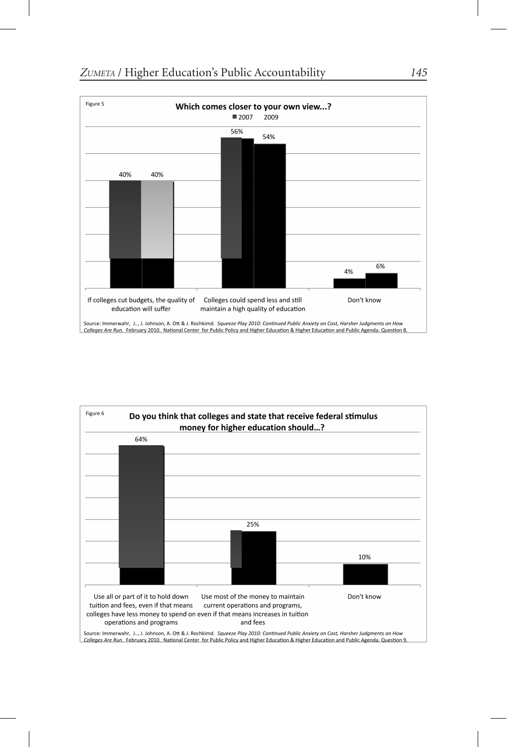Figure 5

**Which comes closer to your own view...?**

| | 2007 | 2009 |
|---|---|---|
| If colleges cut budgets, the quality of education will suffer | 40% | 40% |
| Colleges could spend less and still maintain a high quality of education | 56% | 54% |
| Don't know | 4% | 6% |

Source: Immerwahr, J.., J. Johnson, A. Ott & J. Rochkimd. *Squeeze Play 2010: Continued Public Anxiety on Cost, Harsher Judgments on How Colleges Are Run*. February 2010. National Center for Public Policy and Higher Education & Higher Education and Public Agenda. Question 8.

Figure 6

**Do you think that colleges and state that receive federal stimulus money for higher education should…?**

| Response | Percent |
|---|---|
| Use all or part of it to hold down tuition and fees, even if that means colleges have less money to spend on operations and programs | 64% |
| Use most of the money to maintain current operations and programs, even if that means increases in tuition and fees | 25% |
| Don't know | 10% |

Source: Immerwahr, J.., J. Johnson, A. Ott & J. Rochkimd. *Squeeze Play 2010: Continued Public Anxiety on Cost, Harsher Judgments on How Colleges Are Run*. February 2010. National Center for Public Policy and Higher Education & Higher Education and Public Agenda. Question 9.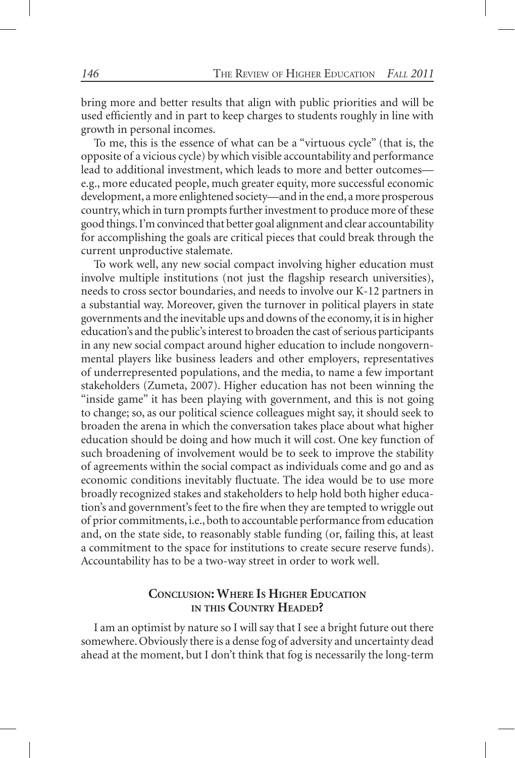bring more and better results that align with public priorities and will be used efficiently and in part to keep charges to students roughly in line with growth in personal incomes.

To me, this is the essence of what can be a "virtuous cycle" (that is, the opposite of a vicious cycle) by which visible accountability and performance lead to additional investment, which leads to more and better outcomes—e.g., more educated people, much greater equity, more successful economic development, a more enlightened society—and in the end, a more prosperous country, which in turn prompts further investment to produce more of these good things. I'm convinced that better goal alignment and clear accountability for accomplishing the goals are critical pieces that could break through the current unproductive stalemate.

To work well, any new social compact involving higher education must involve multiple institutions (not just the flagship research universities), needs to cross sector boundaries, and needs to involve our K-12 partners in a substantial way. Moreover, given the turnover in political players in state governments and the inevitable ups and downs of the economy, it is in higher education's and the public's interest to broaden the cast of serious participants in any new social compact around higher education to include nongovernmental players like business leaders and other employers, representatives of underrepresented populations, and the media, to name a few important stakeholders (Zumeta, 2007). Higher education has not been winning the "inside game" it has been playing with government, and this is not going to change; so, as our political science colleagues might say, it should seek to broaden the arena in which the conversation takes place about what higher education should be doing and how much it will cost. One key function of such broadening of involvement would be to seek to improve the stability of agreements within the social compact as individuals come and go and as economic conditions inevitably fluctuate. The idea would be to use more broadly recognized stakes and stakeholders to help hold both higher education's and government's feet to the fire when they are tempted to wriggle out of prior commitments, i.e., both to accountable performance from education and, on the state side, to reasonably stable funding (or, failing this, at least a commitment to the space for institutions to create secure reserve funds). Accountability has to be a two-way street in order to work well.

## Conclusion: Where Is Higher Education in this Country Headed?

I am an optimist by nature so I will say that I see a bright future out there somewhere. Obviously there is a dense fog of adversity and uncertainty dead ahead at the moment, but I don't think that fog is necessarily the long-term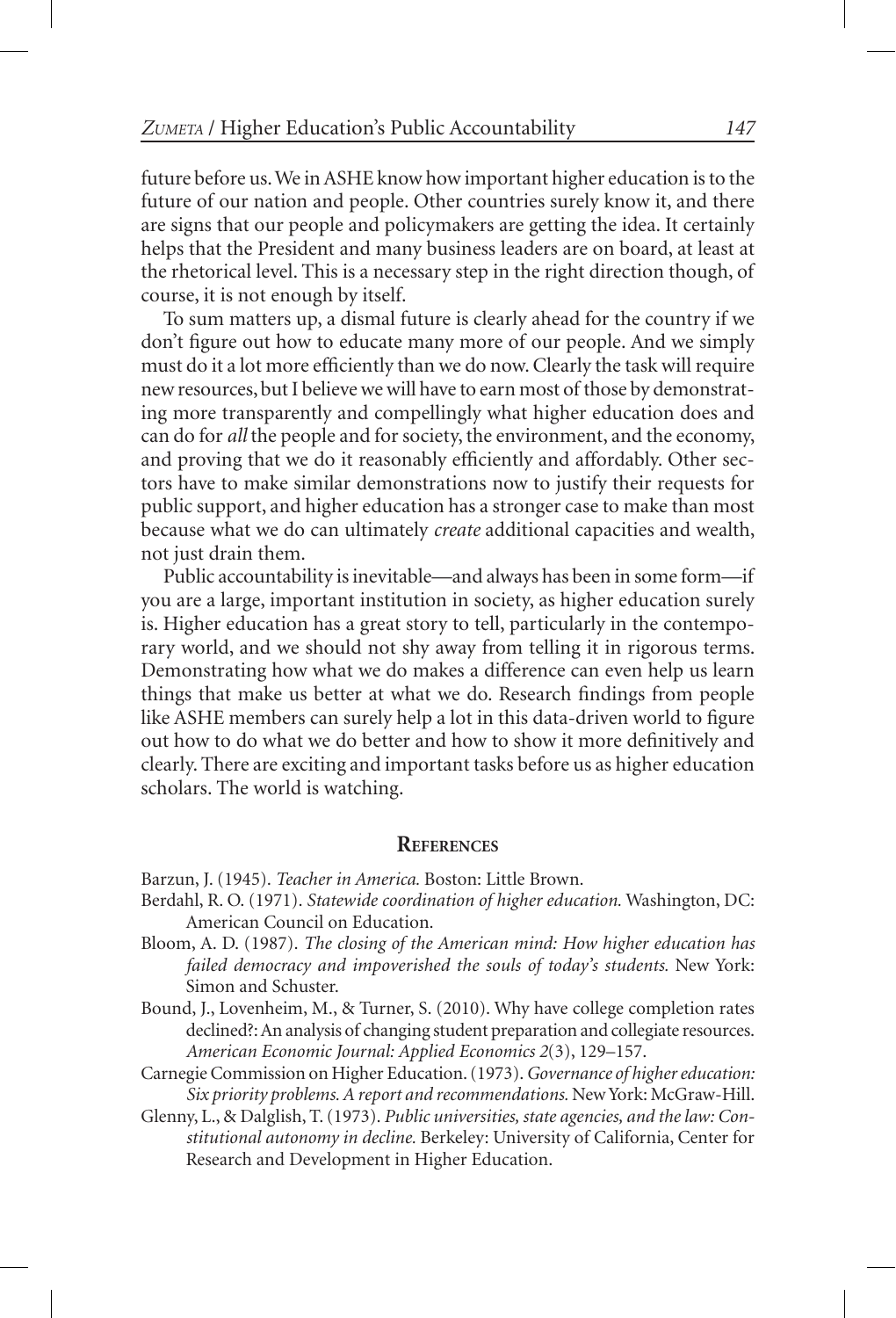future before us. We in ASHE know how important higher education is to the future of our nation and people. Other countries surely know it, and there are signs that our people and policymakers are getting the idea. It certainly helps that the President and many business leaders are on board, at least at the rhetorical level. This is a necessary step in the right direction though, of course, it is not enough by itself.

To sum matters up, a dismal future is clearly ahead for the country if we don't figure out how to educate many more of our people. And we simply must do it a lot more efficiently than we do now. Clearly the task will require new resources, but I believe we will have to earn most of those by demonstrating more transparently and compellingly what higher education does and can do for *all* the people and for society, the environment, and the economy, and proving that we do it reasonably efficiently and affordably. Other sectors have to make similar demonstrations now to justify their requests for public support, and higher education has a stronger case to make than most because what we do can ultimately *create* additional capacities and wealth, not just drain them.

Public accountability is inevitable—and always has been in some form—if you are a large, important institution in society, as higher education surely is. Higher education has a great story to tell, particularly in the contemporary world, and we should not shy away from telling it in rigorous terms. Demonstrating how what we do makes a difference can even help us learn things that make us better at what we do. Research findings from people like ASHE members can surely help a lot in this data-driven world to figure out how to do what we do better and how to show it more definitively and clearly. There are exciting and important tasks before us as higher education scholars. The world is watching.

## References

Barzun, J. (1945). *Teacher in America.* Boston: Little Brown.

Berdahl, R. O. (1971). *Statewide coordination of higher education.* Washington, DC: American Council on Education.

Bloom, A. D. (1987). *The closing of the American mind: How higher education has failed democracy and impoverished the souls of today's students.* New York: Simon and Schuster.

Bound, J., Lovenheim, M., & Turner, S. (2010). Why have college completion rates declined?: An analysis of changing student preparation and collegiate resources. *American Economic Journal: Applied Economics 2*(3), 129–157.

Carnegie Commission on Higher Education. (1973). *Governance of higher education: Six priority problems. A report and recommendations.* New York: McGraw-Hill.

Glenny, L., & Dalglish, T. (1973). *Public universities, state agencies, and the law: Constitutional autonomy in decline.* Berkeley: University of California, Center for Research and Development in Higher Education.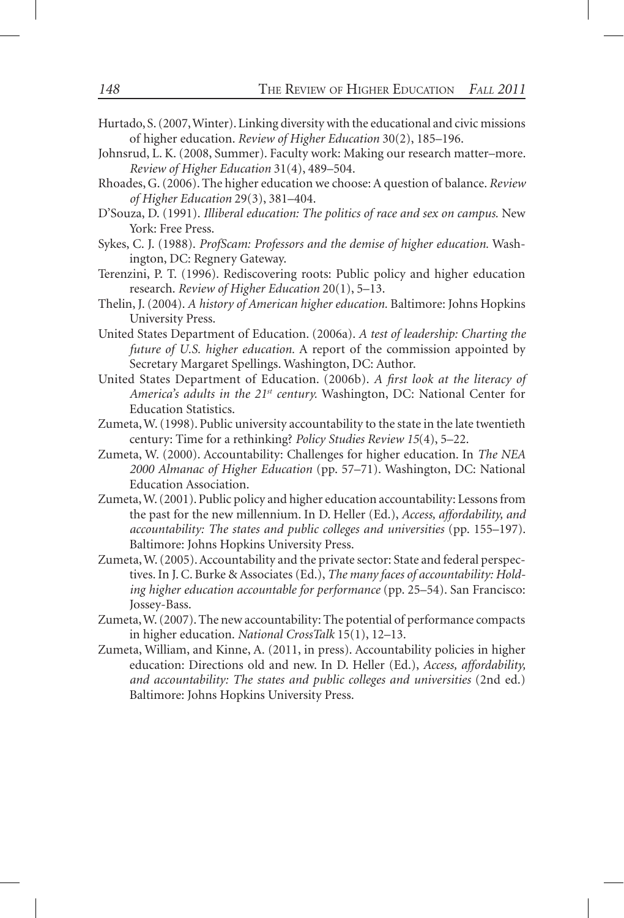Hurtado, S. (2007, Winter). Linking diversity with the educational and civic missions of higher education. *Review of Higher Education* 30(2), 185–196.

Johnsrud, L. K. (2008, Summer). Faculty work: Making our research matter–more. *Review of Higher Education* 31(4), 489–504.

Rhoades, G. (2006). The higher education we choose: A question of balance. *Review of Higher Education* 29(3), 381–404.

D'Souza, D. (1991). *Illiberal education: The politics of race and sex on campus.* New York: Free Press.

Sykes, C. J. (1988). *ProfScam: Professors and the demise of higher education.* Washington, DC: Regnery Gateway.

Terenzini, P. T. (1996). Rediscovering roots: Public policy and higher education research. *Review of Higher Education* 20(1), 5–13.

Thelin, J. (2004). *A history of American higher education.* Baltimore: Johns Hopkins University Press.

United States Department of Education. (2006a). *A test of leadership: Charting the future of U.S. higher education.* A report of the commission appointed by Secretary Margaret Spellings. Washington, DC: Author.

United States Department of Education. (2006b). *A first look at the literacy of America's adults in the 21st century.* Washington, DC: National Center for Education Statistics.

Zumeta, W. (1998). Public university accountability to the state in the late twentieth century: Time for a rethinking? *Policy Studies Review 15*(4), 5–22.

Zumeta, W. (2000). Accountability: Challenges for higher education. In *The NEA 2000 Almanac of Higher Education* (pp. 57–71). Washington, DC: National Education Association.

Zumeta, W. (2001). Public policy and higher education accountability: Lessons from the past for the new millennium. In D. Heller (Ed.), *Access, affordability, and accountability: The states and public colleges and universities* (pp. 155–197). Baltimore: Johns Hopkins University Press.

Zumeta, W. (2005). Accountability and the private sector: State and federal perspectives. In J. C. Burke & Associates (Ed.), *The many faces of accountability: Holding higher education accountable for performance* (pp. 25–54). San Francisco: Jossey-Bass.

Zumeta, W. (2007). The new accountability: The potential of performance compacts in higher education. *National CrossTalk* 15(1), 12–13.

Zumeta, William, and Kinne, A. (2011, in press). Accountability policies in higher education: Directions old and new. In D. Heller (Ed.), *Access, affordability, and accountability: The states and public colleges and universities* (2nd ed.) Baltimore: Johns Hopkins University Press.